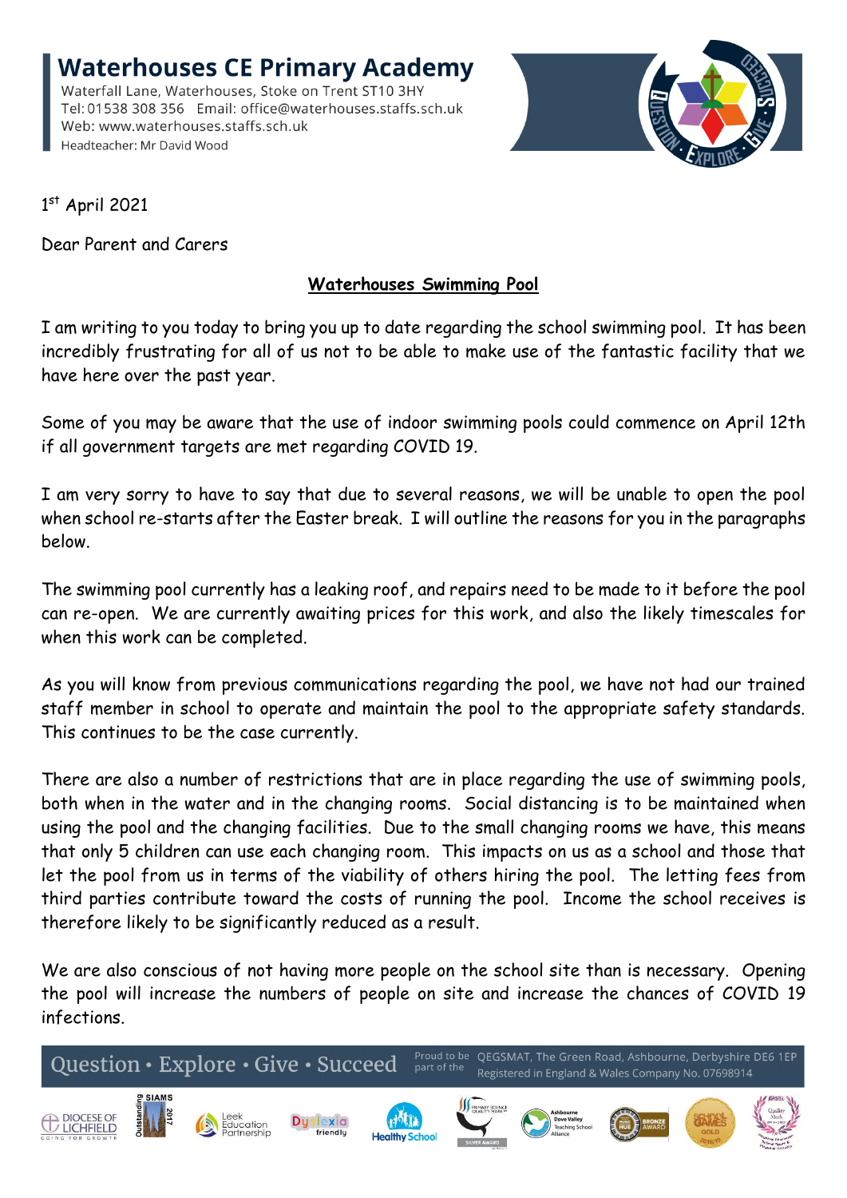# Waterhouses CE Primary Academy

Waterfall Lane, Waterhouses, Stoke on Trent ST10 3HY
Tel: 01538 308 356 Email: office@waterhouses.staffs.sch.uk
Web: www.waterhouses.staffs.sch.uk
Headteacher: Mr David Wood

1st April 2021

Dear Parent and Carers

**Waterhouses Swimming Pool**

I am writing to you today to bring you up to date regarding the school swimming pool. It has been incredibly frustrating for all of us not to be able to make use of the fantastic facility that we have here over the past year.

Some of you may be aware that the use of indoor swimming pools could commence on April 12th if all government targets are met regarding COVID 19.

I am very sorry to have to say that due to several reasons, we will be unable to open the pool when school re-starts after the Easter break. I will outline the reasons for you in the paragraphs below.

The swimming pool currently has a leaking roof, and repairs need to be made to it before the pool can re-open. We are currently awaiting prices for this work, and also the likely timescales for when this work can be completed.

As you will know from previous communications regarding the pool, we have not had our trained staff member in school to operate and maintain the pool to the appropriate safety standards. This continues to be the case currently.

There are also a number of restrictions that are in place regarding the use of swimming pools, both when in the water and in the changing rooms. Social distancing is to be maintained when using the pool and the changing facilities. Due to the small changing rooms we have, this means that only 5 children can use each changing room. This impacts on us as a school and those that let the pool from us in terms of the viability of others hiring the pool. The letting fees from third parties contribute toward the costs of running the pool. Income the school receives is therefore likely to be significantly reduced as a result.

We are also conscious of not having more people on the school site than is necessary. Opening the pool will increase the numbers of people on site and increase the chances of COVID 19 infections.

Question • Explore • Give • Succeed

Proud to be part of the QEGSMAT, The Green Road, Ashbourne, Derbyshire DE6 1EP
Registered in England & Wales Company No. 07698914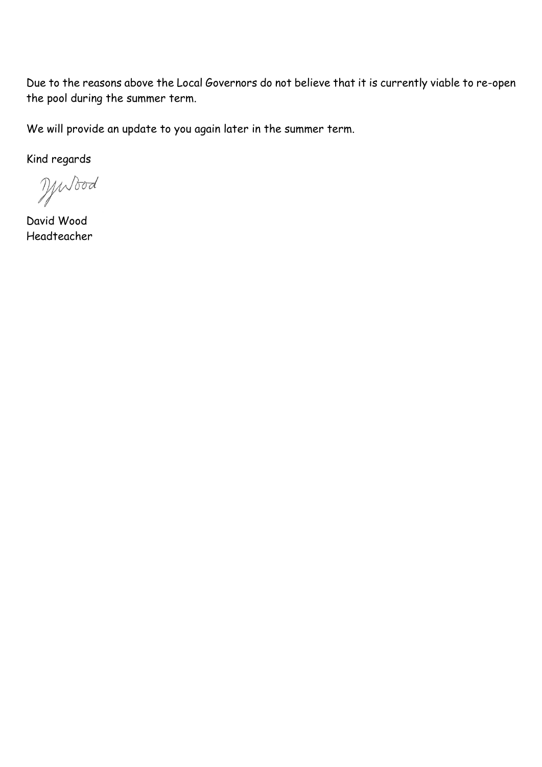Due to the reasons above the Local Governors do not believe that it is currently viable to re-open the pool during the summer term.

We will provide an update to you again later in the summer term.

Kind regards

David Wood
Headteacher